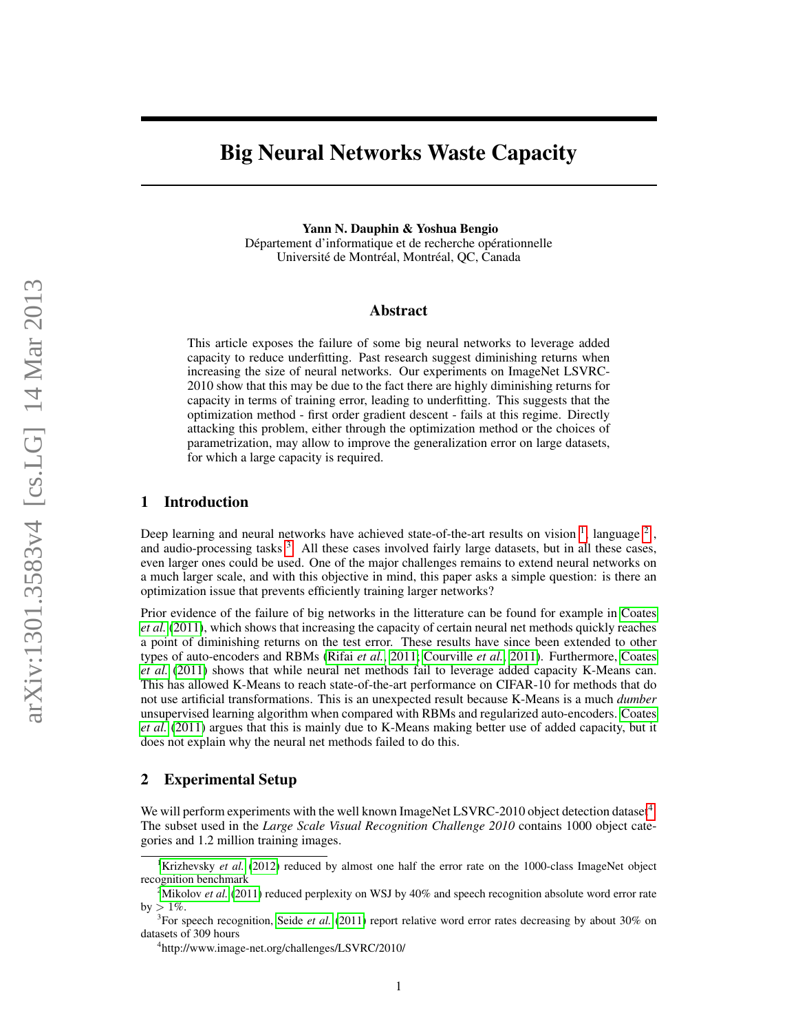# Big Neural Networks Waste Capacity

**Yann N. Dauphin & Yoshua Bengio**
Département d'informatique et de recherche opérationnelle
Université de Montréal, Montréal, QC, Canada

## Abstract

This article exposes the failure of some big neural networks to leverage added capacity to reduce underfitting. Past research suggest diminishing returns when increasing the size of neural networks. Our experiments on ImageNet LSVRC-2010 show that this may be due to the fact there are highly diminishing returns for capacity in terms of training error, leading to underfitting. This suggests that the optimization method - first order gradient descent - fails at this regime. Directly attacking this problem, either through the optimization method or the choices of parametrization, may allow to improve the generalization error on large datasets, for which a large capacity is required.

## 1 Introduction

Deep learning and neural networks have achieved state-of-the-art results on vision [1], language [2], and audio-processing tasks [3]. All these cases involved fairly large datasets, but in all these cases, even larger ones could be used. One of the major challenges remains to extend neural networks on a much larger scale, and with this objective in mind, this paper asks a simple question: is there an optimization issue that prevents efficiently training larger networks?

Prior evidence of the failure of big networks in the litterature can be found for example in Coates *et al.* (2011), which shows that increasing the capacity of certain neural net methods quickly reaches a point of diminishing returns on the test error. These results have since been extended to other types of auto-encoders and RBMs (Rifai *et al.*, 2011; Courville *et al.*, 2011). Furthermore, Coates *et al.* (2011) shows that while neural net methods fail to leverage added capacity K-Means can. This has allowed K-Means to reach state-of-the-art performance on CIFAR-10 for methods that do not use artificial transformations. This is an unexpected result because K-Means is a much *dumber* unsupervised learning algorithm when compared with RBMs and regularized auto-encoders. Coates *et al.* (2011) argues that this is mainly due to K-Means making better use of added capacity, but it does not explain why the neural net methods failed to do this.

## 2 Experimental Setup

We will perform experiments with the well known ImageNet LSVRC-2010 object detection dataset[4]. The subset used in the *Large Scale Visual Recognition Challenge 2010* contains 1000 object categories and 1.2 million training images.

---

[1] Krizhevsky *et al.* (2012) reduced by almost one half the error rate on the 1000-class ImageNet object recognition benchmark

[2] Mikolov *et al.* (2011) reduced perplexity on WSJ by 40% and speech recognition absolute word error rate by $> 1\%$.

[3] For speech recognition, Seide *et al.* (2011) report relative word error rates decreasing by about 30% on datasets of 309 hours

[4] http://www.image-net.org/challenges/LSVRC/2010/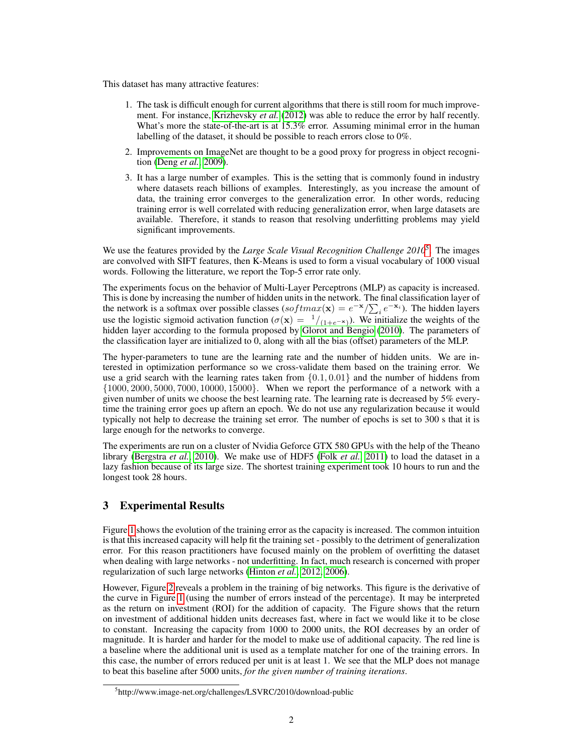This dataset has many attractive features:

1. The task is difficult enough for current algorithms that there is still room for much improvement. For instance, Krizhevsky *et al.* (2012) was able to reduce the error by half recently. What's more the state-of-the-art is at 15.3% error. Assuming minimal error in the human labelling of the dataset, it should be possible to reach errors close to 0%.
2. Improvements on ImageNet are thought to be a good proxy for progress in object recognition (Deng *et al.*, 2009).
3. It has a large number of examples. This is the setting that is commonly found in industry where datasets reach billions of examples. Interestingly, as you increase the amount of data, the training error converges to the generalization error. In other words, reducing training error is well correlated with reducing generalization error, when large datasets are available. Therefore, it stands to reason that resolving underfitting problems may yield significant improvements.

We use the features provided by the *Large Scale Visual Recognition Challenge 2010*[5]. The images are convolved with SIFT features, then K-Means is used to form a visual vocabulary of 1000 visual words. Following the litterature, we report the Top-5 error rate only.

The experiments focus on the behavior of Multi-Layer Perceptrons (MLP) as capacity is increased. This is done by increasing the number of hidden units in the network. The final classification layer of the network is a softmax over possible classes ($softmax(\mathbf{x}) = e^{-\mathbf{x}}/\sum_i e^{-\mathbf{x}_i}$). The hidden layers use the logistic sigmoid activation function ($\sigma(\mathbf{x}) = {}^{1}/_{(1+e^{-\mathbf{x}})}$). We initialize the weights of the hidden layer according to the formula proposed by Glorot and Bengio (2010). The parameters of the classification layer are initialized to 0, along with all the bias (offset) parameters of the MLP.

The hyper-parameters to tune are the learning rate and the number of hidden units. We are interested in optimization performance so we cross-validate them based on the training error. We use a grid search with the learning rates taken from $\{0.1, 0.01\}$ and the number of hiddens from $\{1000, 2000, 5000, 7000, 10000, 15000\}$. When we report the performance of a network with a given number of units we choose the best learning rate. The learning rate is decreased by 5% everytime the training error goes up aftern an epoch. We do not use any regularization because it would typically not help to decrease the training set error. The number of epochs is set to 300 s that it is large enough for the networks to converge.

The experiments are run on a cluster of Nvidia Geforce GTX 580 GPUs with the help of the Theano library (Bergstra *et al.*, 2010). We make use of HDF5 (Folk *et al.*, 2011) to load the dataset in a lazy fashion because of its large size. The shortest training experiment took 10 hours to run and the longest took 28 hours.

## 3 Experimental Results

Figure 1 shows the evolution of the training error as the capacity is increased. The common intuition is that this increased capacity will help fit the training set - possibly to the detriment of generalization error. For this reason practitioners have focused mainly on the problem of overfitting the dataset when dealing with large networks - not underfitting. In fact, much research is concerned with proper regularization of such large networks (Hinton *et al.*, 2012, 2006).

However, Figure 2 reveals a problem in the training of big networks. This figure is the derivative of the curve in Figure 1 (using the number of errors instead of the percentage). It may be interpreted as the return on investment (ROI) for the addition of capacity. The Figure shows that the return on investment of additional hidden units decreases fast, where in fact we would like it to be close to constant. Increasing the capacity from 1000 to 2000 units, the ROI decreases by an order of magnitude. It is harder and harder for the model to make use of additional capacity. The red line is a baseline where the additional unit is used as a template matcher for one of the training errors. In this case, the number of errors reduced per unit is at least 1. We see that the MLP does not manage to beat this baseline after 5000 units, *for the given number of training iterations*.

[5] http://www.image-net.org/challenges/LSVRC/2010/download-public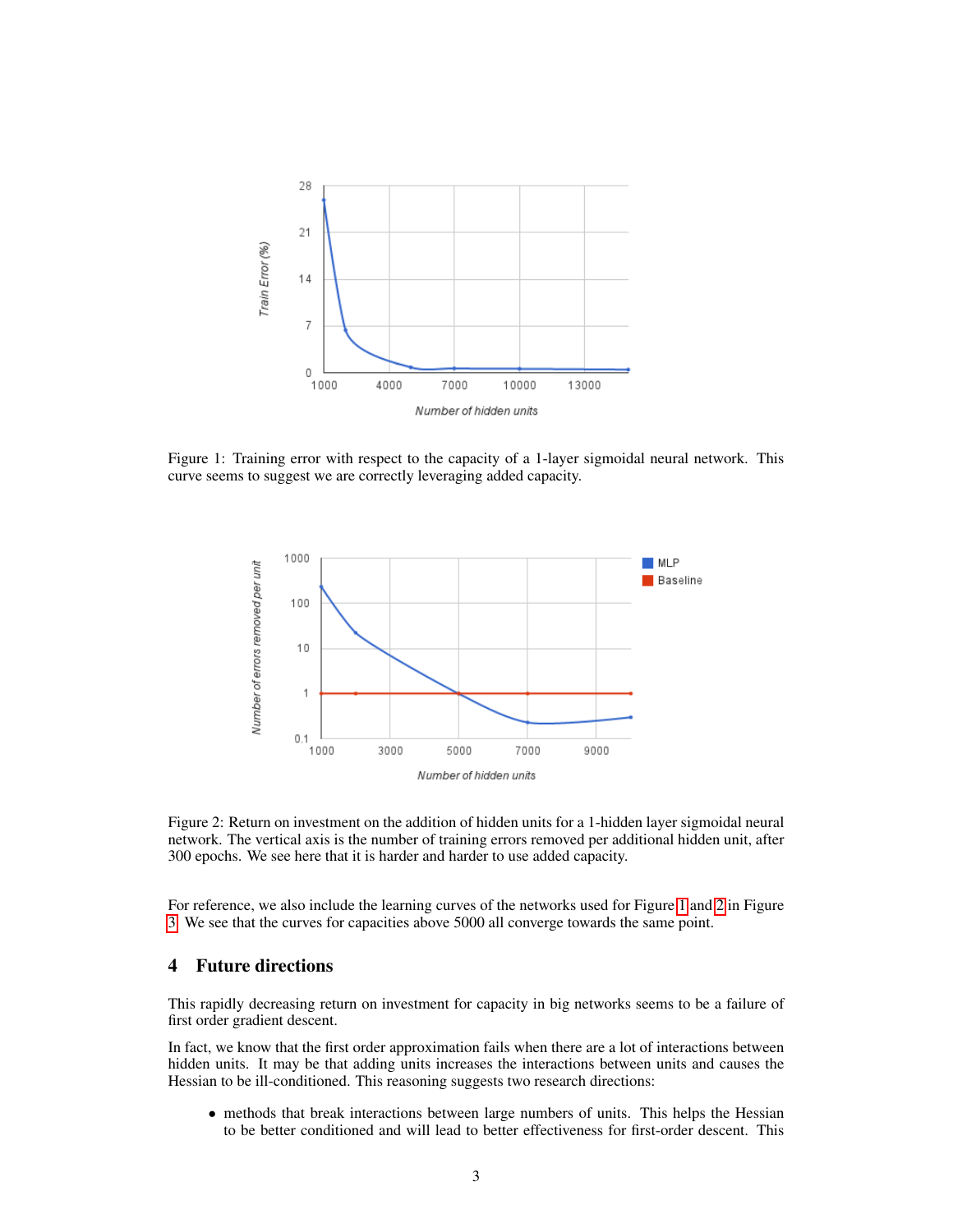Figure 1: Training error with respect to the capacity of a 1-layer sigmoidal neural network. This curve seems to suggest we are correctly leveraging added capacity.

Figure 2: Return on investment on the addition of hidden units for a 1-hidden layer sigmoidal neural network. The vertical axis is the number of training errors removed per additional hidden unit, after 300 epochs. We see here that it is harder and harder to use added capacity.

For reference, we also include the learning curves of the networks used for Figure 1 and 2 in Figure 3. We see that the curves for capacities above 5000 all converge towards the same point.

## 4 Future directions

This rapidly decreasing return on investment for capacity in big networks seems to be a failure of first order gradient descent.

In fact, we know that the first order approximation fails when there are a lot of interactions between hidden units. It may be that adding units increases the interactions between units and causes the Hessian to be ill-conditioned. This reasoning suggests two research directions:

- methods that break interactions between large numbers of units. This helps the Hessian to be better conditioned and will lead to better effectiveness for first-order descent. This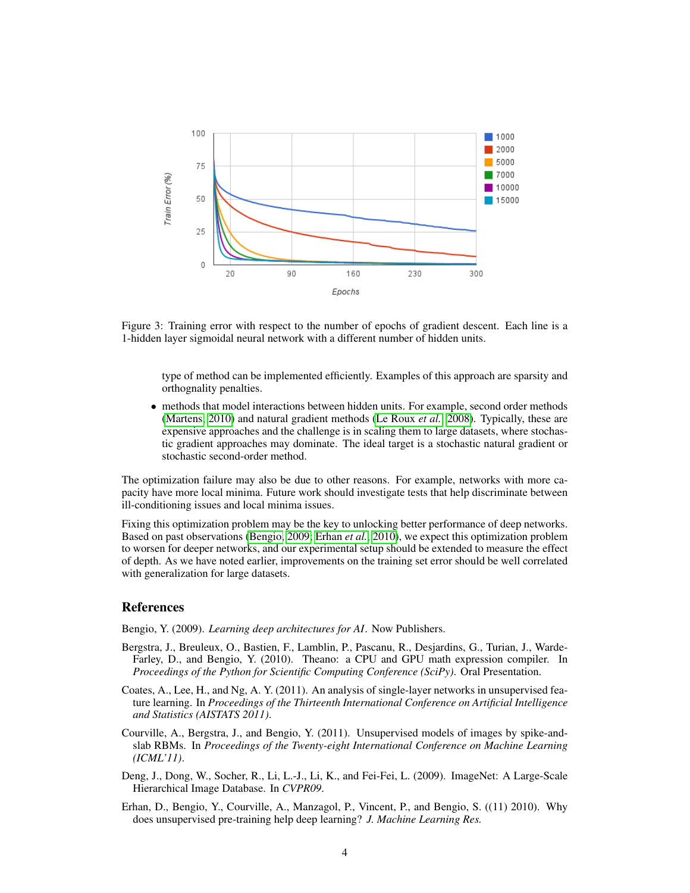Figure 3: Training error with respect to the number of epochs of gradient descent. Each line is a 1-hidden layer sigmoidal neural network with a different number of hidden units.

type of method can be implemented efficiently. Examples of this approach are sparsity and orthognality penalties.

- methods that model interactions between hidden units. For example, second order methods (Martens, 2010) and natural gradient methods (Le Roux *et al.*, 2008). Typically, these are expensive approaches and the challenge is in scaling them to large datasets, where stochastic gradient approaches may dominate. The ideal target is a stochastic natural gradient or stochastic second-order method.

The optimization failure may also be due to other reasons. For example, networks with more capacity have more local minima. Future work should investigate tests that help discriminate between ill-conditioning issues and local minima issues.

Fixing this optimization problem may be the key to unlocking better performance of deep networks. Based on past observations (Bengio, 2009; Erhan *et al.*, 2010), we expect this optimization problem to worsen for deeper networks, and our experimental setup should be extended to measure the effect of depth. As we have noted earlier, improvements on the training set error should be well correlated with generalization for large datasets.

## References

Bengio, Y. (2009). *Learning deep architectures for AI*. Now Publishers.

Bergstra, J., Breuleux, O., Bastien, F., Lamblin, P., Pascanu, R., Desjardins, G., Turian, J., Warde-Farley, D., and Bengio, Y. (2010). Theano: a CPU and GPU math expression compiler. In *Proceedings of the Python for Scientific Computing Conference (SciPy)*. Oral Presentation.

Coates, A., Lee, H., and Ng, A. Y. (2011). An analysis of single-layer networks in unsupervised feature learning. In *Proceedings of the Thirteenth International Conference on Artificial Intelligence and Statistics (AISTATS 2011)*.

Courville, A., Bergstra, J., and Bengio, Y. (2011). Unsupervised models of images by spike-and-slab RBMs. In *Proceedings of the Twenty-eight International Conference on Machine Learning (ICML'11)*.

Deng, J., Dong, W., Socher, R., Li, L.-J., Li, K., and Fei-Fei, L. (2009). ImageNet: A Large-Scale Hierarchical Image Database. In *CVPR09*.

Erhan, D., Bengio, Y., Courville, A., Manzagol, P., Vincent, P., and Bengio, S. ((11) 2010). Why does unsupervised pre-training help deep learning? *J. Machine Learning Res.*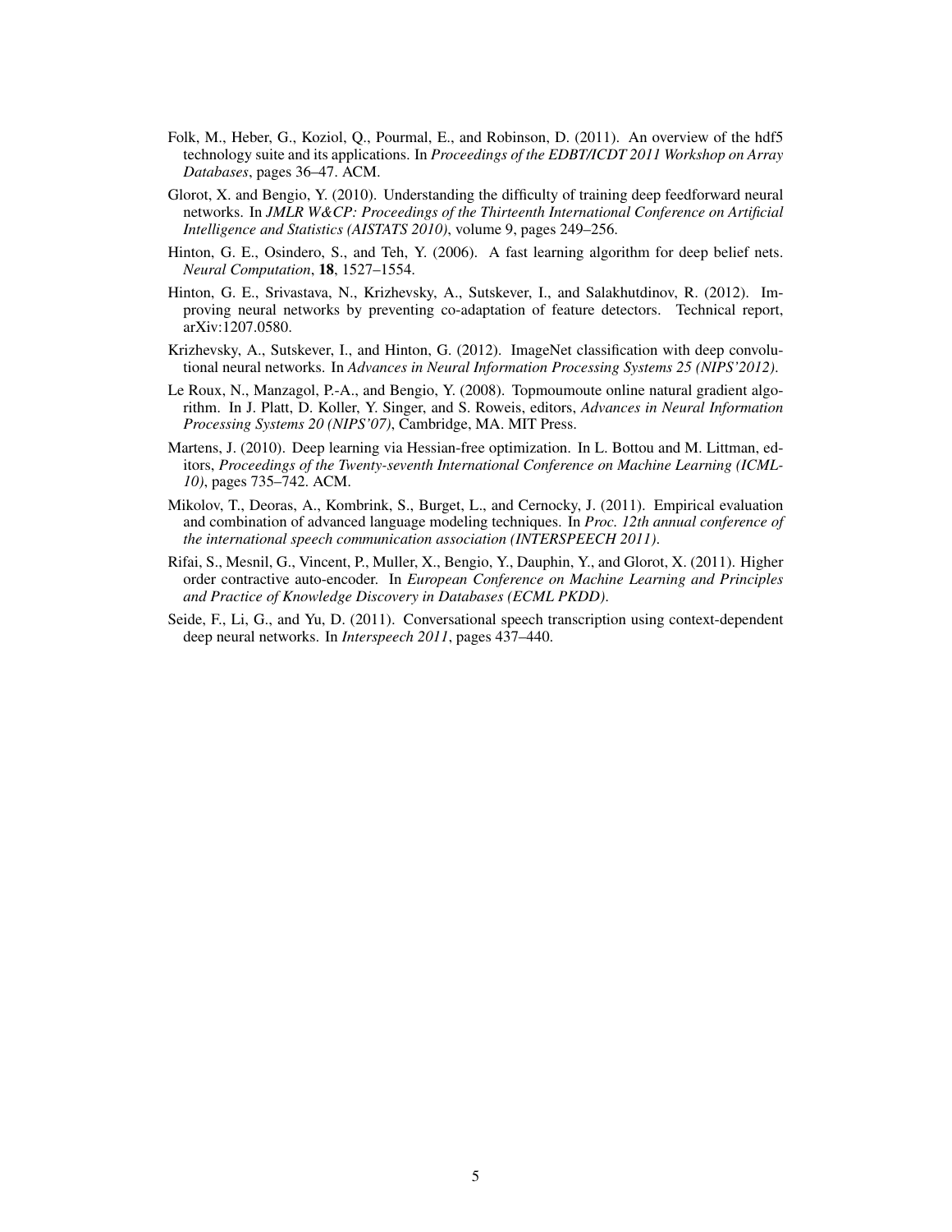Folk, M., Heber, G., Koziol, Q., Pourmal, E., and Robinson, D. (2011). An overview of the hdf5 technology suite and its applications. In *Proceedings of the EDBT/ICDT 2011 Workshop on Array Databases*, pages 36–47. ACM.

Glorot, X. and Bengio, Y. (2010). Understanding the difficulty of training deep feedforward neural networks. In *JMLR W&CP: Proceedings of the Thirteenth International Conference on Artificial Intelligence and Statistics (AISTATS 2010)*, volume 9, pages 249–256.

Hinton, G. E., Osindero, S., and Teh, Y. (2006). A fast learning algorithm for deep belief nets. *Neural Computation*, **18**, 1527–1554.

Hinton, G. E., Srivastava, N., Krizhevsky, A., Sutskever, I., and Salakhutdinov, R. (2012). Improving neural networks by preventing co-adaptation of feature detectors. Technical report, arXiv:1207.0580.

Krizhevsky, A., Sutskever, I., and Hinton, G. (2012). ImageNet classification with deep convolutional neural networks. In *Advances in Neural Information Processing Systems 25 (NIPS'2012)*.

Le Roux, N., Manzagol, P.-A., and Bengio, Y. (2008). Topmoumoute online natural gradient algorithm. In J. Platt, D. Koller, Y. Singer, and S. Roweis, editors, *Advances in Neural Information Processing Systems 20 (NIPS'07)*, Cambridge, MA. MIT Press.

Martens, J. (2010). Deep learning via Hessian-free optimization. In L. Bottou and M. Littman, editors, *Proceedings of the Twenty-seventh International Conference on Machine Learning (ICML-10)*, pages 735–742. ACM.

Mikolov, T., Deoras, A., Kombrink, S., Burget, L., and Cernocky, J. (2011). Empirical evaluation and combination of advanced language modeling techniques. In *Proc. 12th annual conference of the international speech communication association (INTERSPEECH 2011)*.

Rifai, S., Mesnil, G., Vincent, P., Muller, X., Bengio, Y., Dauphin, Y., and Glorot, X. (2011). Higher order contractive auto-encoder. In *European Conference on Machine Learning and Principles and Practice of Knowledge Discovery in Databases (ECML PKDD)*.

Seide, F., Li, G., and Yu, D. (2011). Conversational speech transcription using context-dependent deep neural networks. In *Interspeech 2011*, pages 437–440.